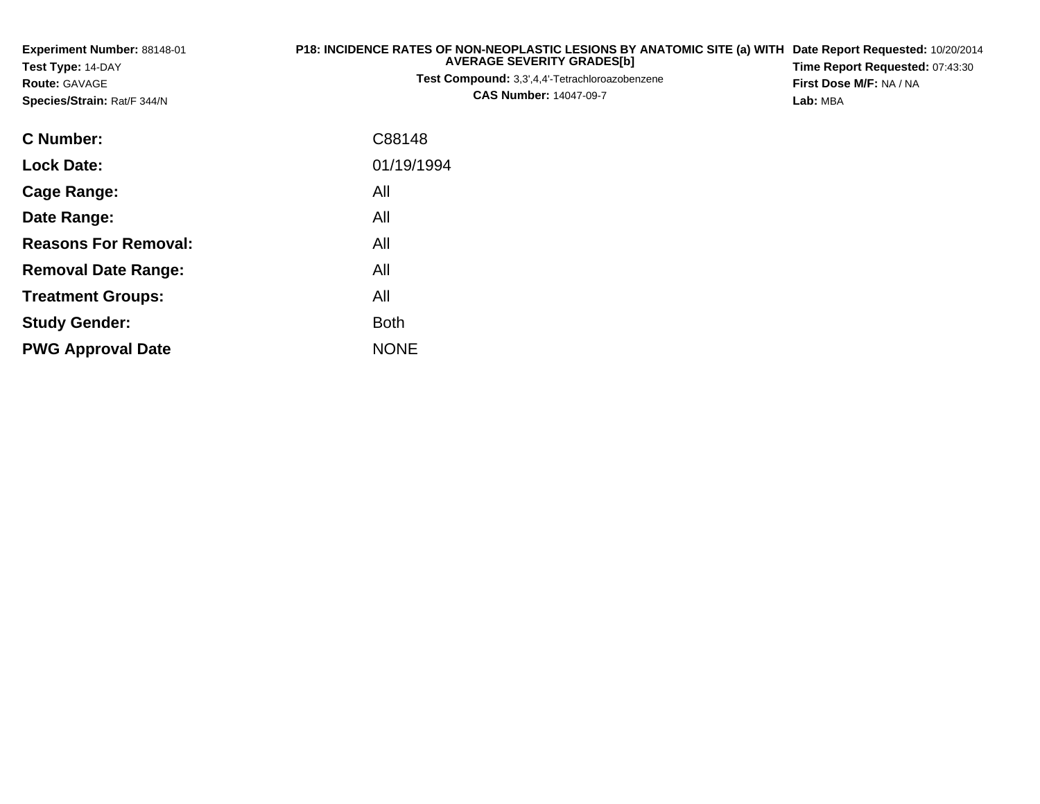**Experiment Number:** 88148-01
**Test Type:** 14-DAY
**Route:** GAVAGE
**Species/Strain:** Rat/F 344/N

**P18: INCIDENCE RATES OF NON-NEOPLASTIC LESIONS BY ANATOMIC SITE (a) WITH AVERAGE SEVERITY GRADES[b]**
**Test Compound:** 3,3',4,4'-Tetrachloroazobenzene
**CAS Number:** 14047-09-7

**Date Report Requested:** 10/20/2014
**Time Report Requested:** 07:43:30
**First Dose M/F:** NA / NA
**Lab:** MBA

| | |
|---|---|
| **C Number:** | C88148 |
| **Lock Date:** | 01/19/1994 |
| **Cage Range:** | All |
| **Date Range:** | All |
| **Reasons For Removal:** | All |
| **Removal Date Range:** | All |
| **Treatment Groups:** | All |
| **Study Gender:** | Both |
| **PWG Approval Date** | NONE |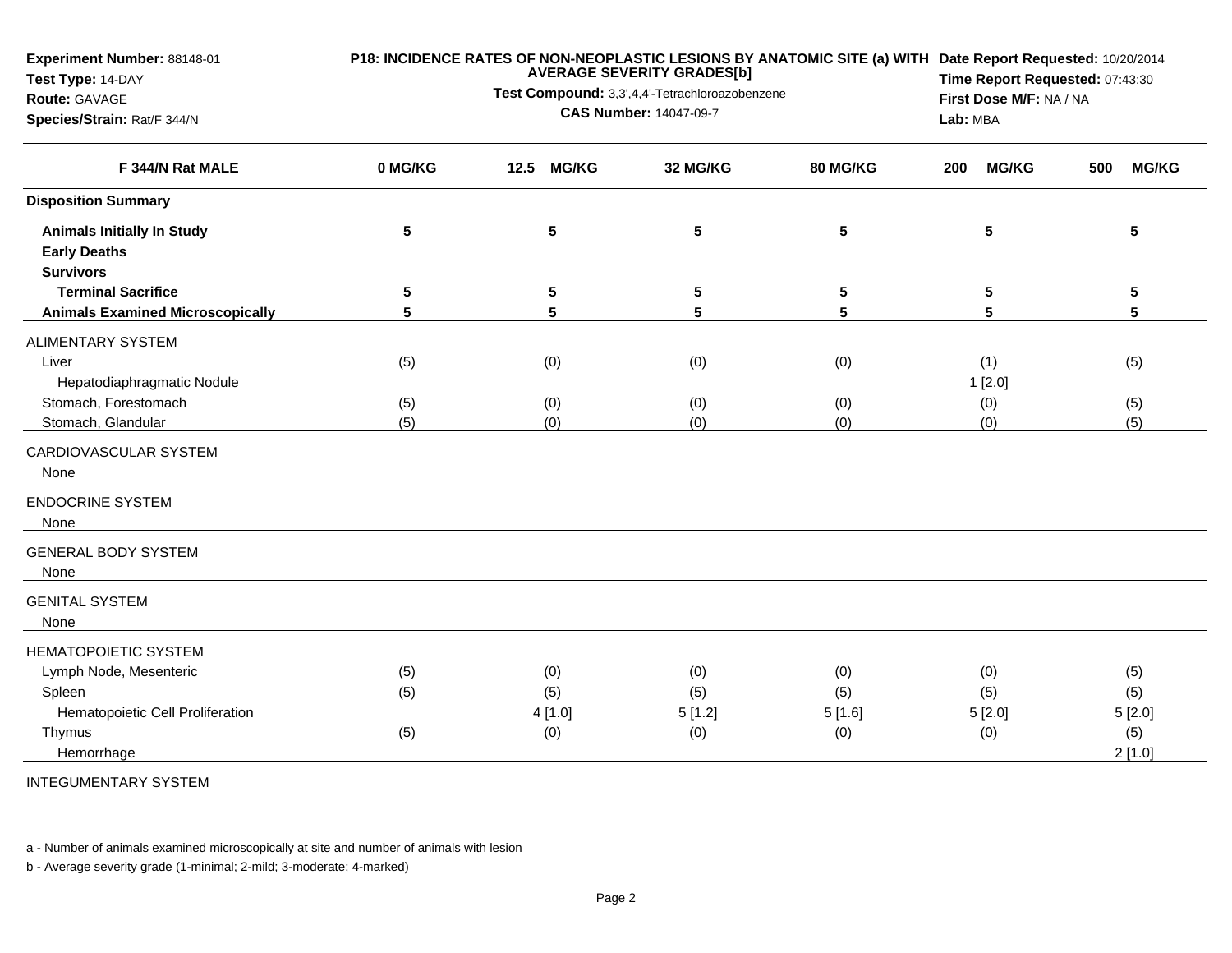**Experiment Number:** 88148-01
**Test Type:** 14-DAY
**Route:** GAVAGE
**Species/Strain:** Rat/F 344/N

**P18: INCIDENCE RATES OF NON-NEOPLASTIC LESIONS BY ANATOMIC SITE (a) WITH AVERAGE SEVERITY GRADES[b]**
**Test Compound:** 3,3',4,4'-Tetrachloroazobenzene
**CAS Number:** 14047-09-7

**Date Report Requested:** 10/20/2014
**Time Report Requested:** 07:43:30
**First Dose M/F:** NA / NA
**Lab:** MBA

| F 344/N Rat MALE | 0 MG/KG | 12.5 MG/KG | 32 MG/KG | 80 MG/KG | 200 MG/KG | 500 MG/KG |
|---|---|---|---|---|---|---|
| **Disposition Summary** | | | | | | |
| **Animals Initially In Study** | 5 | 5 | 5 | 5 | 5 | 5 |
| **Early Deaths** | | | | | | |
| **Survivors** | | | | | | |
| **Terminal Sacrifice** | 5 | 5 | 5 | 5 | 5 | 5 |
| **Animals Examined Microscopically** | 5 | 5 | 5 | 5 | 5 | 5 |
| ALIMENTARY SYSTEM | | | | | | |
| Liver | (5) | (0) | (0) | (0) | (1) | (5) |
| Hepatodiaphragmatic Nodule | | | | | 1 [2.0] | |
| Stomach, Forestomach | (5) | (0) | (0) | (0) | (0) | (5) |
| Stomach, Glandular | (5) | (0) | (0) | (0) | (0) | (5) |
| CARDIOVASCULAR SYSTEM | | | | | | |
| None | | | | | | |
| ENDOCRINE SYSTEM | | | | | | |
| None | | | | | | |
| GENERAL BODY SYSTEM | | | | | | |
| None | | | | | | |
| GENITAL SYSTEM | | | | | | |
| None | | | | | | |
| HEMATOPOIETIC SYSTEM | | | | | | |
| Lymph Node, Mesenteric | (5) | (0) | (0) | (0) | (0) | (5) |
| Spleen | (5) | (5) | (5) | (5) | (5) | (5) |
| Hematopoietic Cell Proliferation | | 4 [1.0] | 5 [1.2] | 5 [1.6] | 5 [2.0] | 5 [2.0] |
| Thymus | (5) | (0) | (0) | (0) | (0) | (5) |
| Hemorrhage | | | | | | 2 [1.0] |
| INTEGUMENTARY SYSTEM | | | | | | |

a - Number of animals examined microscopically at site and number of animals with lesion

b - Average severity grade (1-minimal; 2-mild; 3-moderate; 4-marked)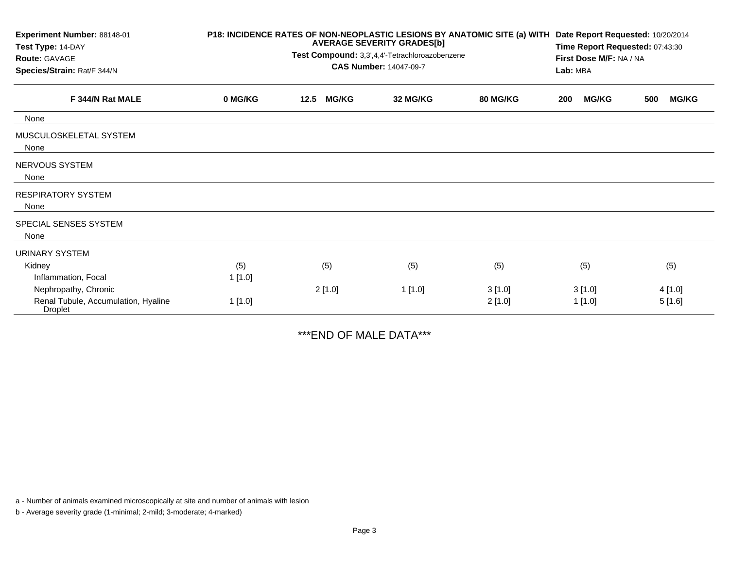**Experiment Number:** 88148-01
**Test Type:** 14-DAY
**Route:** GAVAGE
**Species/Strain:** Rat/F 344/N

**P18: INCIDENCE RATES OF NON-NEOPLASTIC LESIONS BY ANATOMIC SITE (a) WITH AVERAGE SEVERITY GRADES[b]**
**Test Compound:** 3,3',4,4'-Tetrachloroazobenzene
**CAS Number:** 14047-09-7

**Date Report Requested:** 10/20/2014
**Time Report Requested:** 07:43:30
**First Dose M/F:** NA / NA
**Lab:** MBA

| F 344/N Rat MALE | 0 MG/KG | 12.5 MG/KG | 32 MG/KG | 80 MG/KG | 200 MG/KG | 500 MG/KG |
|---|---|---|---|---|---|---|
| None | | | | | | |
| MUSCULOSKELETAL SYSTEM | | | | | | |
| None | | | | | | |
| NERVOUS SYSTEM | | | | | | |
| None | | | | | | |
| RESPIRATORY SYSTEM | | | | | | |
| None | | | | | | |
| SPECIAL SENSES SYSTEM | | | | | | |
| None | | | | | | |
| URINARY SYSTEM | | | | | | |
| Kidney | (5) | (5) | (5) | (5) | (5) | (5) |
| Inflammation, Focal | 1 [1.0] | | | | | |
| Nephropathy, Chronic | | 2 [1.0] | 1 [1.0] | 3 [1.0] | 3 [1.0] | 4 [1.0] |
| Renal Tubule, Accumulation, Hyaline Droplet | 1 [1.0] | | | 2 [1.0] | 1 [1.0] | 5 [1.6] |

***END OF MALE DATA***

a - Number of animals examined microscopically at site and number of animals with lesion

b - Average severity grade (1-minimal; 2-mild; 3-moderate; 4-marked)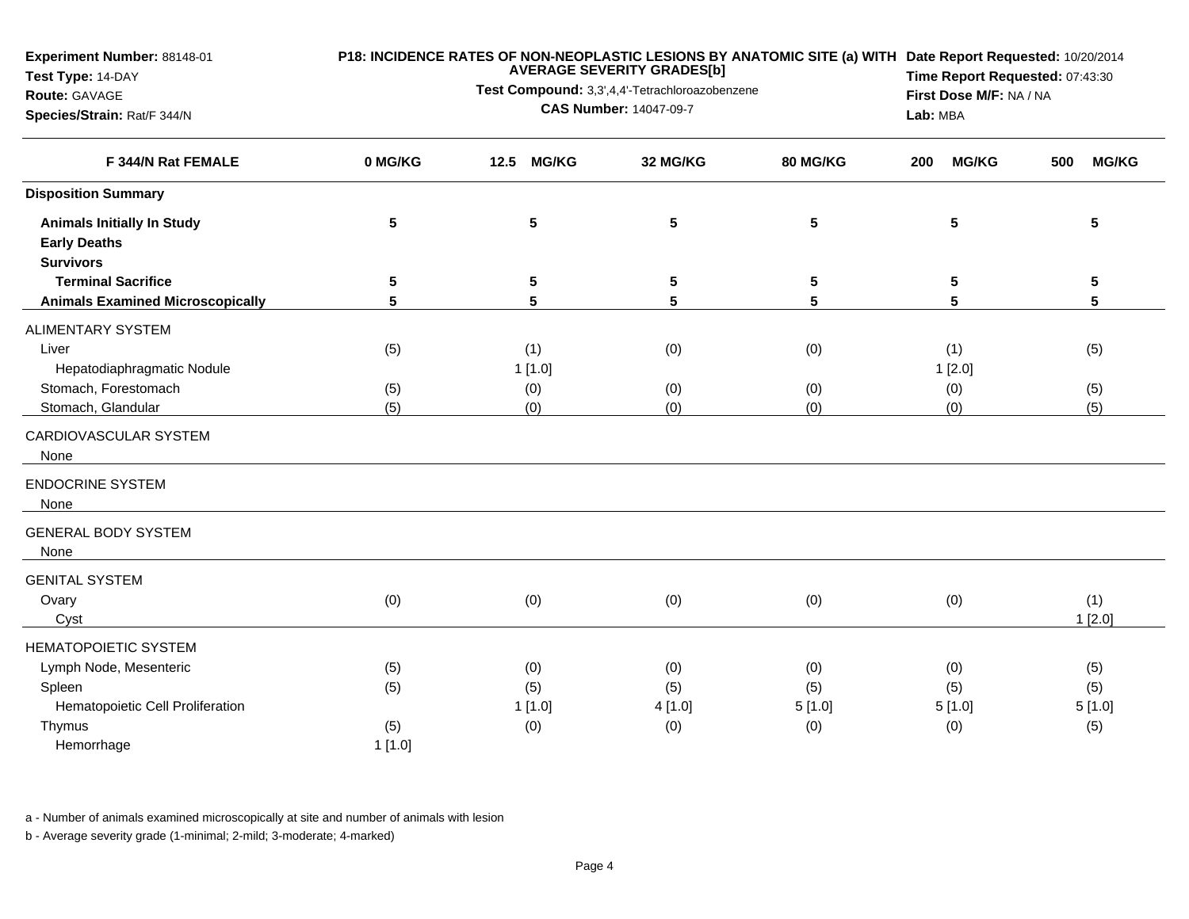**Experiment Number:** 88148-01
**Test Type:** 14-DAY
**Route:** GAVAGE
**Species/Strain:** Rat/F 344/N

**P18: INCIDENCE RATES OF NON-NEOPLASTIC LESIONS BY ANATOMIC SITE (a) WITH AVERAGE SEVERITY GRADES[b]**
**Test Compound:** 3,3',4,4'-Tetrachloroazobenzene
**CAS Number:** 14047-09-7

**Date Report Requested:** 10/20/2014
**Time Report Requested:** 07:43:30
**First Dose M/F:** NA / NA
**Lab:** MBA

| F 344/N Rat FEMALE | 0 MG/KG | 12.5 MG/KG | 32 MG/KG | 80 MG/KG | 200 MG/KG | 500 MG/KG |
|---|---|---|---|---|---|---|
| **Disposition Summary** | | | | | | |
| **Animals Initially In Study** | **5** | **5** | **5** | **5** | **5** | **5** |
| **Early Deaths** | | | | | | |
| **Survivors** | | | | | | |
| **Terminal Sacrifice** | **5** | **5** | **5** | **5** | **5** | **5** |
| **Animals Examined Microscopically** | **5** | **5** | **5** | **5** | **5** | **5** |
| ALIMENTARY SYSTEM | | | | | | |
| Liver | (5) | (1) | (0) | (0) | (1) | (5) |
| Hepatodiaphragmatic Nodule | | 1 [1.0] | | | 1 [2.0] | |
| Stomach, Forestomach | (5) | (0) | (0) | (0) | (0) | (5) |
| Stomach, Glandular | (5) | (0) | (0) | (0) | (0) | (5) |
| CARDIOVASCULAR SYSTEM | | | | | | |
| None | | | | | | |
| ENDOCRINE SYSTEM | | | | | | |
| None | | | | | | |
| GENERAL BODY SYSTEM | | | | | | |
| None | | | | | | |
| GENITAL SYSTEM | | | | | | |
| Ovary | (0) | (0) | (0) | (0) | (0) | (1) |
| Cyst | | | | | | 1 [2.0] |
| HEMATOPOIETIC SYSTEM | | | | | | |
| Lymph Node, Mesenteric | (5) | (0) | (0) | (0) | (0) | (5) |
| Spleen | (5) | (5) | (5) | (5) | (5) | (5) |
| Hematopoietic Cell Proliferation | | 1 [1.0] | 4 [1.0] | 5 [1.0] | 5 [1.0] | 5 [1.0] |
| Thymus | (5) | (0) | (0) | (0) | (0) | (5) |
| Hemorrhage | 1 [1.0] | | | | | |

a - Number of animals examined microscopically at site and number of animals with lesion

b - Average severity grade (1-minimal; 2-mild; 3-moderate; 4-marked)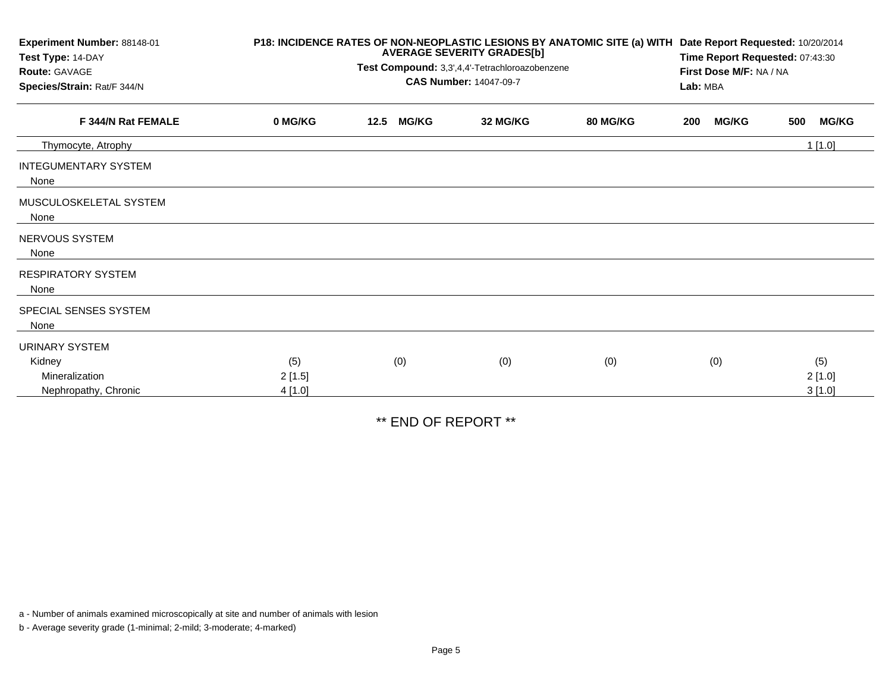**Experiment Number:** 88148-01
**Test Type:** 14-DAY
**Route:** GAVAGE
**Species/Strain:** Rat/F 344/N

**P18: INCIDENCE RATES OF NON-NEOPLASTIC LESIONS BY ANATOMIC SITE (a) WITH AVERAGE SEVERITY GRADES[b]**
**Test Compound:** 3,3',4,4'-Tetrachloroazobenzene
**CAS Number:** 14047-09-7

**Date Report Requested:** 10/20/2014
**Time Report Requested:** 07:43:30
**First Dose M/F:** NA / NA
**Lab:** MBA

| F 344/N Rat FEMALE | 0 MG/KG | 12.5 MG/KG | 32 MG/KG | 80 MG/KG | 200 MG/KG | 500 MG/KG |
|---|---|---|---|---|---|---|
| Thymocyte, Atrophy | | | | | | 1 [1.0] |
| INTEGUMENTARY SYSTEM | | | | | | |
| None | | | | | | |
| MUSCULOSKELETAL SYSTEM | | | | | | |
| None | | | | | | |
| NERVOUS SYSTEM | | | | | | |
| None | | | | | | |
| RESPIRATORY SYSTEM | | | | | | |
| None | | | | | | |
| SPECIAL SENSES SYSTEM | | | | | | |
| None | | | | | | |
| URINARY SYSTEM | | | | | | |
| Kidney | (5) | (0) | (0) | (0) | (0) | (5) |
| Mineralization | 2 [1.5] | | | | | 2 [1.0] |
| Nephropathy, Chronic | 4 [1.0] | | | | | 3 [1.0] |

** END OF REPORT **

a - Number of animals examined microscopically at site and number of animals with lesion

b - Average severity grade (1-minimal; 2-mild; 3-moderate; 4-marked)